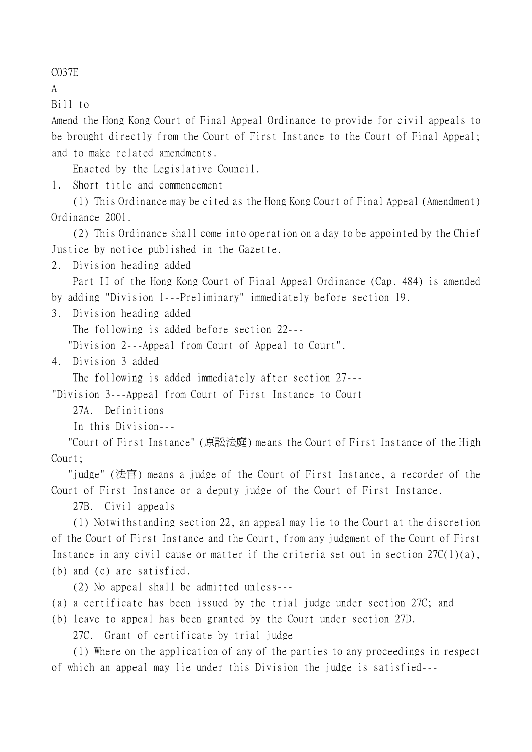C037E

A

Bill to

Amend the Hong Kong Court of Final Appeal Ordinance to provide for civil appeals to be brought directly from the Court of First Instance to the Court of Final Appeal; and to make related amendments.

Enacted by the Legislative Council.

1. Short title and commencement

(1) This Ordinance may be cited as the Hong Kong Court of Final Appeal (Amendment) Ordinance 2001.

(2) This Ordinance shall come into operation on a day to be appointed by the Chief Justice by notice published in the Gazette.

2. Division heading added

Part II of the Hong Kong Court of Final Appeal Ordinance (Cap. 484) is amended by adding "Division 1---Preliminary" immediately before section 19.

3. Division heading added

The following is added before section 22---

"Division 2---Appeal from Court of Appeal to Court".

4. Division 3 added

The following is added immediately after section 27---

"Division 3---Appeal from Court of First Instance to Court

27A. Definitions

In this Division---

"Court of First Instance" (原訟法庭) means the Court of First Instance of the High Court;

"judge" (法官) means a judge of the Court of First Instance, a recorder of the Court of First Instance or a deputy judge of the Court of First Instance.

27B. Civil appeals

(1) Notwithstanding section 22, an appeal may lie to the Court at the discretion of the Court of First Instance and the Court, from any judgment of the Court of First Instance in any civil cause or matter if the criteria set out in section 27C(1)(a), (b) and (c) are satisfied.

(2) No appeal shall be admitted unless---

(a) a certificate has been issued by the trial judge under section 27C; and

(b) leave to appeal has been granted by the Court under section 27D.

27C. Grant of certificate by trial judge

(1) Where on the application of any of the parties to any proceedings in respect of which an appeal may lie under this Division the judge is satisfied---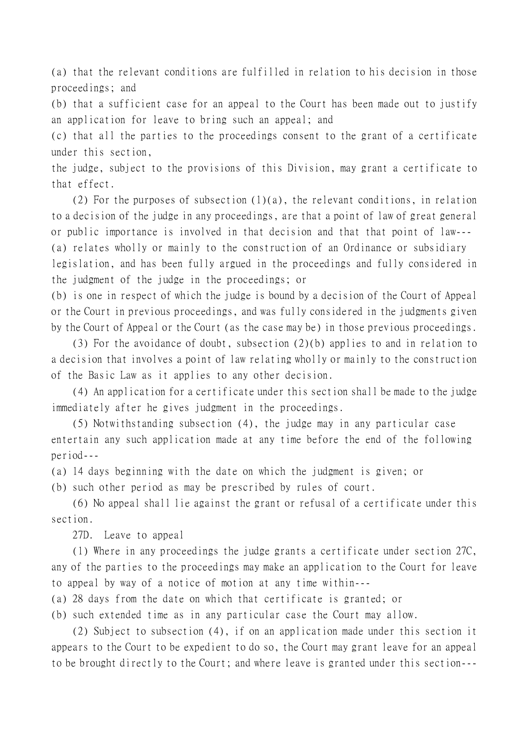(a) that the relevant conditions are fulfilled in relation to his decision in those proceedings; and

(b) that a sufficient case for an appeal to the Court has been made out to justify an application for leave to bring such an appeal; and

(c) that all the parties to the proceedings consent to the grant of a certificate under this section,

the judge, subject to the provisions of this Division, may grant a certificate to that effect.

(2) For the purposes of subsection (1)(a), the relevant conditions, in relation to a decision of the judge in any proceedings, are that a point of law of great general or public importance is involved in that decision and that that point of law---

(a) relates wholly or mainly to the construction of an Ordinance or subsidiary legislation, and has been fully argued in the proceedings and fully considered in the judgment of the judge in the proceedings; or

(b) is one in respect of which the judge is bound by a decision of the Court of Appeal or the Court in previous proceedings, and was fully considered in the judgments given by the Court of Appeal or the Court (as the case may be) in those previous proceedings.

(3) For the avoidance of doubt, subsection (2)(b) applies to and in relation to a decision that involves a point of law relating wholly or mainly to the construction of the Basic Law as it applies to any other decision.

(4) An application for a certificate under this section shall be made to the judge immediately after he gives judgment in the proceedings.

(5) Notwithstanding subsection (4), the judge may in any particular case entertain any such application made at any time before the end of the following period---

(a) 14 days beginning with the date on which the judgment is given; or

(b) such other period as may be prescribed by rules of court.

(6) No appeal shall lie against the grant or refusal of a certificate under this section.

27D. Leave to appeal

(1) Where in any proceedings the judge grants a certificate under section 27C, any of the parties to the proceedings may make an application to the Court for leave to appeal by way of a notice of motion at any time within---

(a) 28 days from the date on which that certificate is granted; or

(b) such extended time as in any particular case the Court may allow.

(2) Subject to subsection (4), if on an application made under this section it appears to the Court to be expedient to do so, the Court may grant leave for an appeal to be brought directly to the Court; and where leave is granted under this section---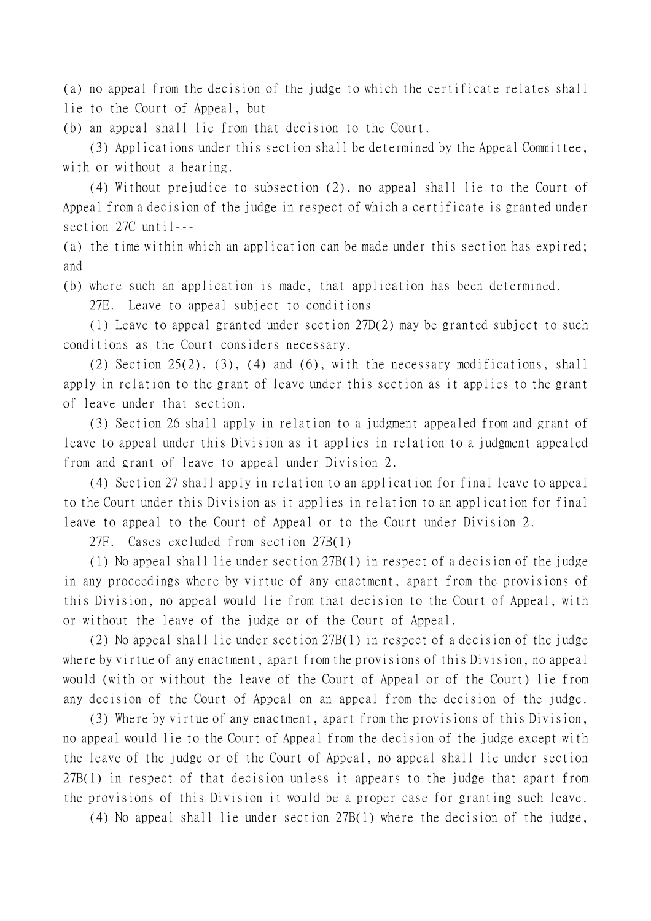(a) no appeal from the decision of the judge to which the certificate relates shall lie to the Court of Appeal, but

(b) an appeal shall lie from that decision to the Court.

(3) Applications under this section shall be determined by the Appeal Committee, with or without a hearing.

(4) Without prejudice to subsection (2), no appeal shall lie to the Court of Appeal from a decision of the judge in respect of which a certificate is granted under section 27C until---

(a) the time within which an application can be made under this section has expired; and

(b) where such an application is made, that application has been determined.

27E. Leave to appeal subject to conditions

(1) Leave to appeal granted under section 27D(2) may be granted subject to such conditions as the Court considers necessary.

(2) Section 25(2), (3), (4) and (6), with the necessary modifications, shall apply in relation to the grant of leave under this section as it applies to the grant of leave under that section.

(3) Section 26 shall apply in relation to a judgment appealed from and grant of leave to appeal under this Division as it applies in relation to a judgment appealed from and grant of leave to appeal under Division 2.

(4) Section 27 shall apply in relation to an application for final leave to appeal to the Court under this Division as it applies in relation to an application for final leave to appeal to the Court of Appeal or to the Court under Division 2.

27F. Cases excluded from section 27B(1)

(1) No appeal shall lie under section 27B(1) in respect of a decision of the judge in any proceedings where by virtue of any enactment, apart from the provisions of this Division, no appeal would lie from that decision to the Court of Appeal, with or without the leave of the judge or of the Court of Appeal.

(2) No appeal shall lie under section 27B(1) in respect of a decision of the judge where by virtue of any enactment, apart from the provisions of this Division, no appeal would (with or without the leave of the Court of Appeal or of the Court) lie from any decision of the Court of Appeal on an appeal from the decision of the judge.

(3) Where by virtue of any enactment, apart from the provisions of this Division, no appeal would lie to the Court of Appeal from the decision of the judge except with the leave of the judge or of the Court of Appeal, no appeal shall lie under section 27B(1) in respect of that decision unless it appears to the judge that apart from the provisions of this Division it would be a proper case for granting such leave.

(4) No appeal shall lie under section 27B(1) where the decision of the judge,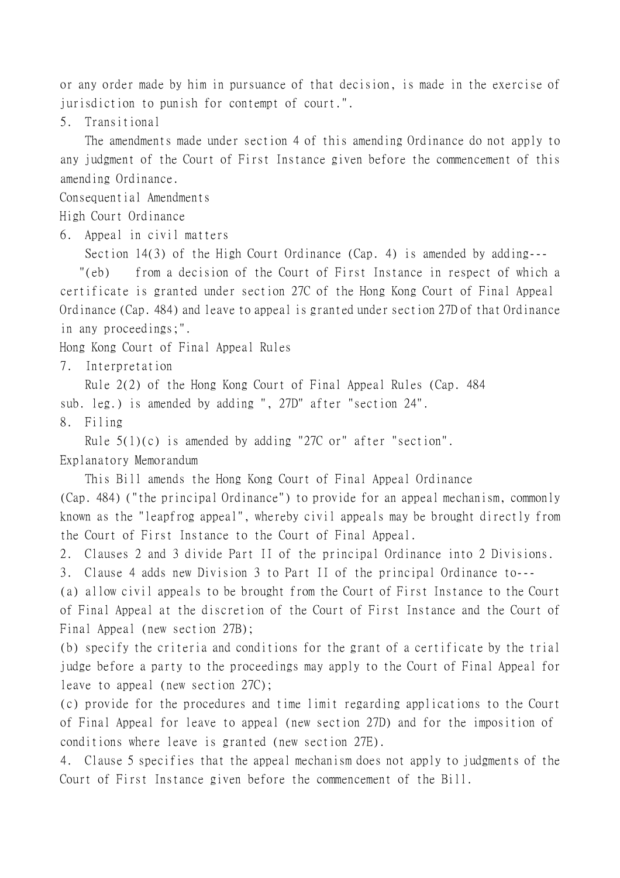or any order made by him in pursuance of that decision, is made in the exercise of jurisdiction to punish for contempt of court.".

5. Transitional

The amendments made under section 4 of this amending Ordinance do not apply to any judgment of the Court of First Instance given before the commencement of this amending Ordinance.

Consequential Amendments

High Court Ordinance

6. Appeal in civil matters

Section 14(3) of the High Court Ordinance (Cap. 4) is amended by adding---

"(eb) from a decision of the Court of First Instance in respect of which a certificate is granted under section 27C of the Hong Kong Court of Final Appeal Ordinance (Cap. 484) and leave to appeal is granted under section 27D of that Ordinance in any proceedings;".

Hong Kong Court of Final Appeal Rules

7. Interpretation

Rule 2(2) of the Hong Kong Court of Final Appeal Rules (Cap. 484 sub. leg.) is amended by adding ", 27D" after "section 24".

8. Filing

Rule 5(1)(c) is amended by adding "27C or" after "section".

Explanatory Memorandum

This Bill amends the Hong Kong Court of Final Appeal Ordinance (Cap. 484) ("the principal Ordinance") to provide for an appeal mechanism, commonly known as the "leapfrog appeal", whereby civil appeals may be brought directly from the Court of First Instance to the Court of Final Appeal.

2. Clauses 2 and 3 divide Part II of the principal Ordinance into 2 Divisions.

3. Clause 4 adds new Division 3 to Part II of the principal Ordinance to---

(a) allow civil appeals to be brought from the Court of First Instance to the Court of Final Appeal at the discretion of the Court of First Instance and the Court of Final Appeal (new section 27B);

(b) specify the criteria and conditions for the grant of a certificate by the trial judge before a party to the proceedings may apply to the Court of Final Appeal for leave to appeal (new section 27C);

(c) provide for the procedures and time limit regarding applications to the Court of Final Appeal for leave to appeal (new section 27D) and for the imposition of conditions where leave is granted (new section 27E).

4. Clause 5 specifies that the appeal mechanism does not apply to judgments of the Court of First Instance given before the commencement of the Bill.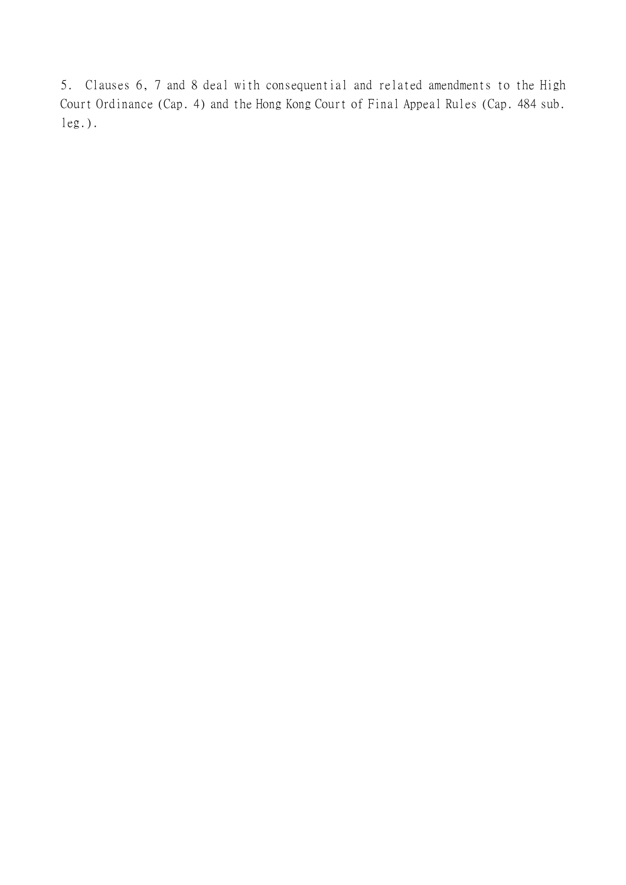5. Clauses 6, 7 and 8 deal with consequential and related amendments to the High Court Ordinance (Cap. 4) and the Hong Kong Court of Final Appeal Rules (Cap. 484 sub. leg.).